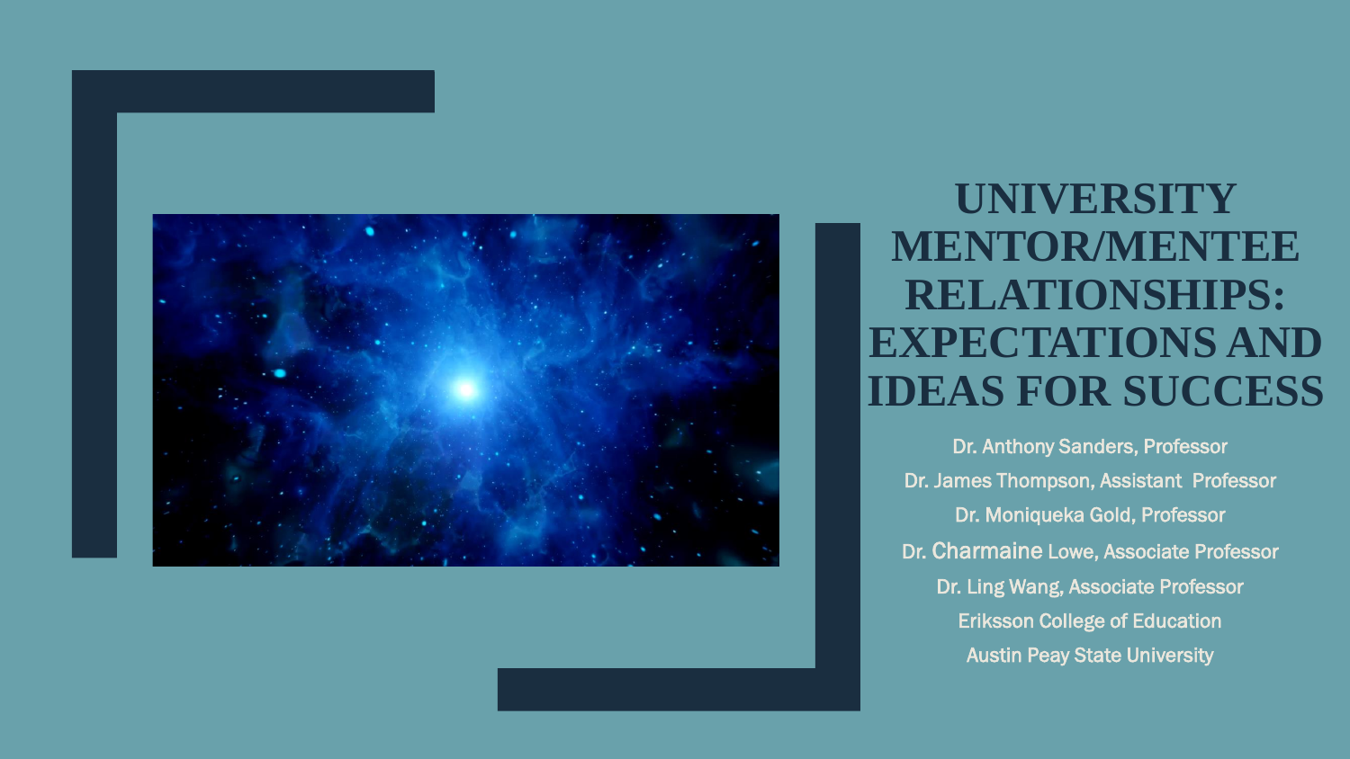# UNIVERSITY MENTOR/MENTEE RELATIONSHIPS: EXPECTATIONS AND IDEAS FOR SUCCESS

Dr. Anthony Sanders, Professor

Dr. James Thompson, Assistant Professor

Dr. Moniqueka Gold, Professor

Dr. Charmaine Lowe, Associate Professor

Dr. Ling Wang, Associate Professor

Eriksson College of Education

Austin Peay State University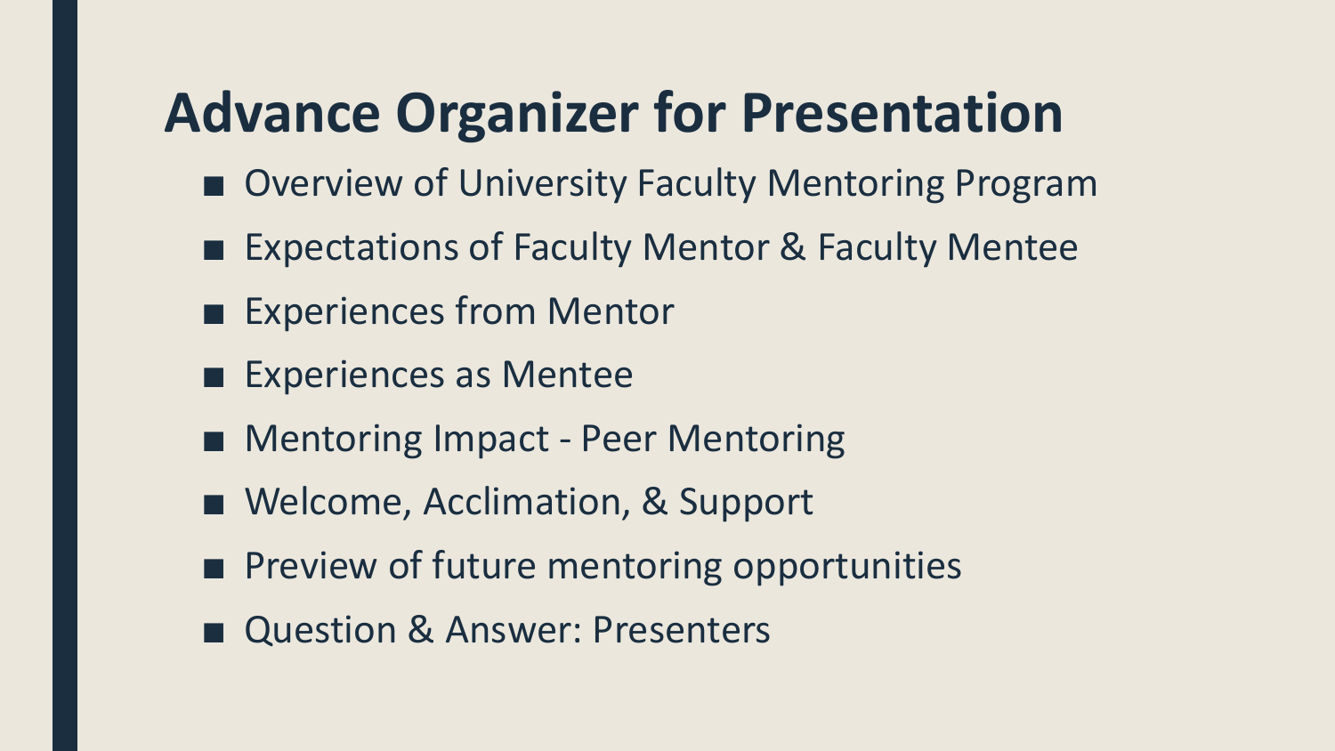# Advance Organizer for Presentation

- Overview of University Faculty Mentoring Program
- Expectations of Faculty Mentor & Faculty Mentee
- Experiences from Mentor
- Experiences as Mentee
- Mentoring Impact - Peer Mentoring
- Welcome, Acclimation, & Support
- Preview of future mentoring opportunities
- Question & Answer: Presenters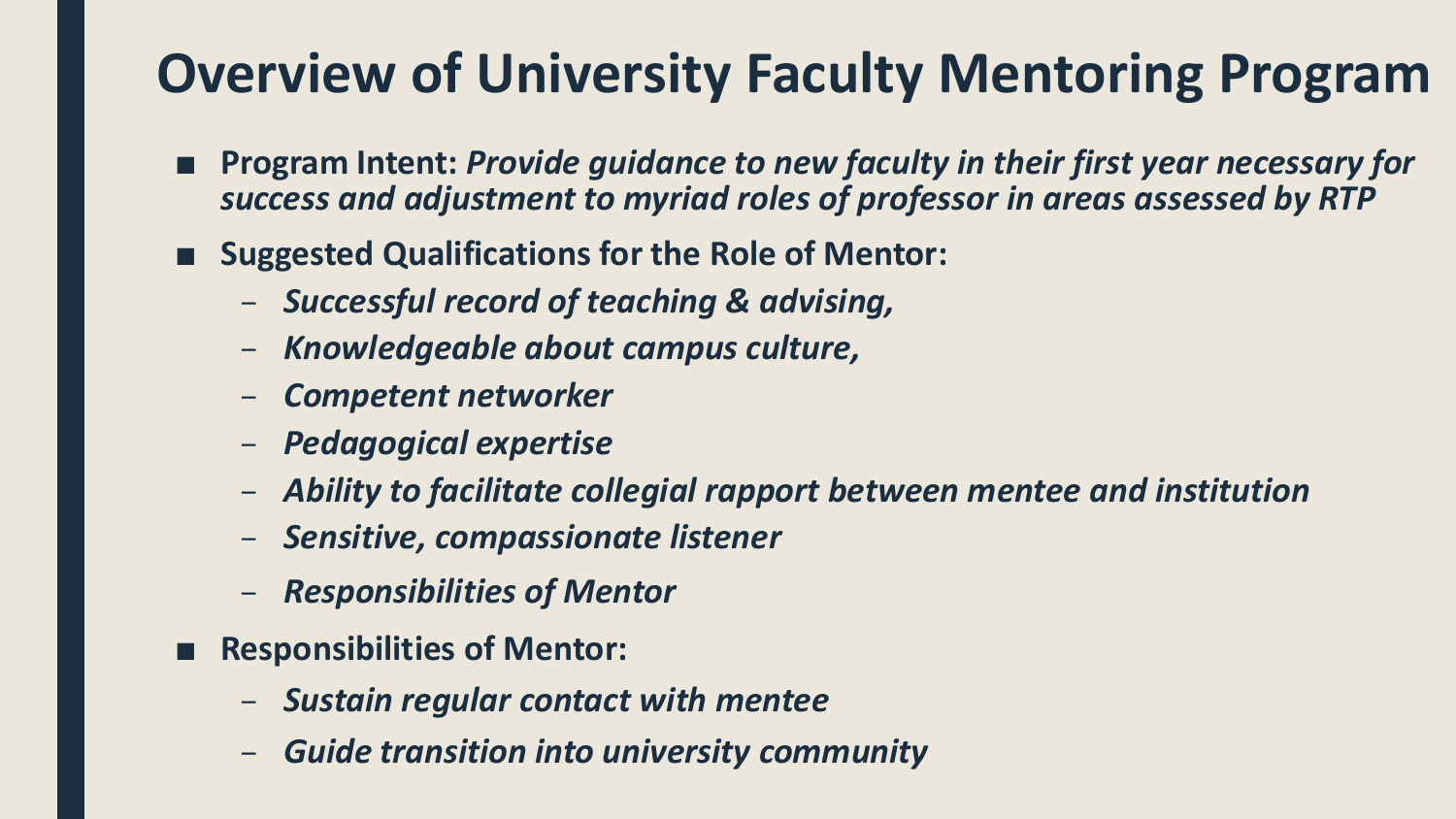# Overview of University Faculty Mentoring Program

- **Program Intent:** ***Provide guidance to new faculty in their first year necessary for success and adjustment to myriad roles of professor in areas assessed by RTP***
- **Suggested Qualifications for the Role of Mentor:**
  - ***Successful record of teaching & advising,***
  - ***Knowledgeable about campus culture,***
  - ***Competent networker***
  - ***Pedagogical expertise***
  - ***Ability to facilitate collegial rapport between mentee and institution***
  - ***Sensitive, compassionate listener***
  - ***Responsibilities of Mentor***
- **Responsibilities of Mentor:**
  - ***Sustain regular contact with mentee***
  - ***Guide transition into university community***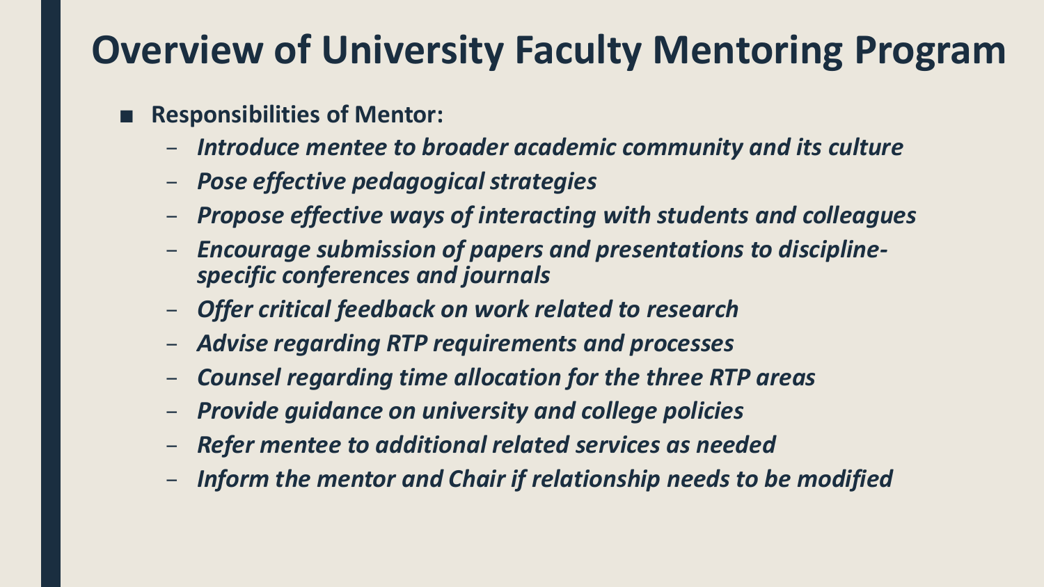# Overview of University Faculty Mentoring Program

- **Responsibilities of Mentor:**
  - ***Introduce mentee to broader academic community and its culture***
  - ***Pose effective pedagogical strategies***
  - ***Propose effective ways of interacting with students and colleagues***
  - ***Encourage submission of papers and presentations to discipline-specific conferences and journals***
  - ***Offer critical feedback on work related to research***
  - ***Advise regarding RTP requirements and processes***
  - ***Counsel regarding time allocation for the three RTP areas***
  - ***Provide guidance on university and college policies***
  - ***Refer mentee to additional related services as needed***
  - ***Inform the mentor and Chair if relationship needs to be modified***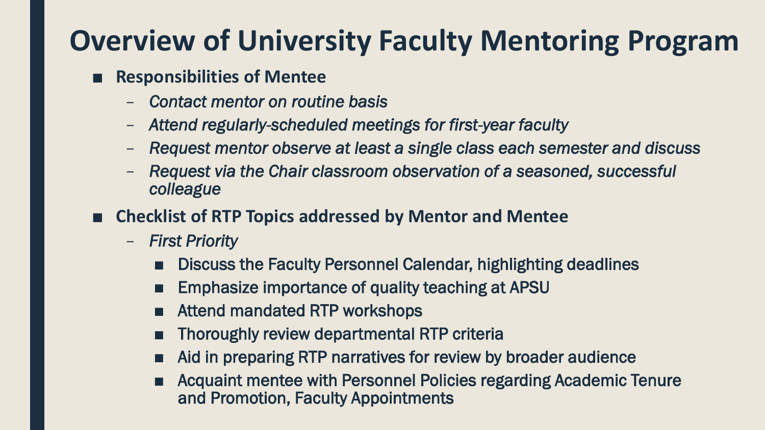# Overview of University Faculty Mentoring Program

- **Responsibilities of Mentee**
  - *Contact mentor on routine basis*
  - *Attend regularly-scheduled meetings for first-year faculty*
  - *Request mentor observe at least a single class each semester and discuss*
  - *Request via the Chair classroom observation of a seasoned, successful colleague*
- **Checklist of RTP Topics addressed by Mentor and Mentee**
  - *First Priority*
    - Discuss the Faculty Personnel Calendar, highlighting deadlines
    - Emphasize importance of quality teaching at APSU
    - Attend mandated RTP workshops
    - Thoroughly review departmental RTP criteria
    - Aid in preparing RTP narratives for review by broader audience
    - Acquaint mentee with Personnel Policies regarding Academic Tenure and Promotion, Faculty Appointments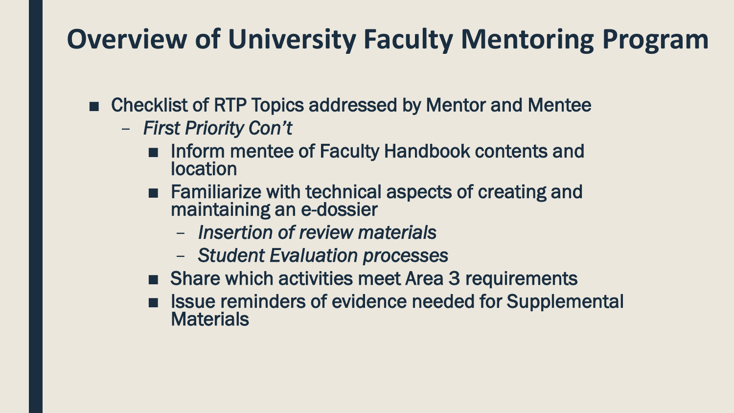# Overview of University Faculty Mentoring Program

- Checklist of RTP Topics addressed by Mentor and Mentee
  - *First Priority Con't*
    - Inform mentee of Faculty Handbook contents and location
    - Familiarize with technical aspects of creating and maintaining an e-dossier
      - *Insertion of review materials*
      - *Student Evaluation processes*
    - Share which activities meet Area 3 requirements
    - Issue reminders of evidence needed for Supplemental Materials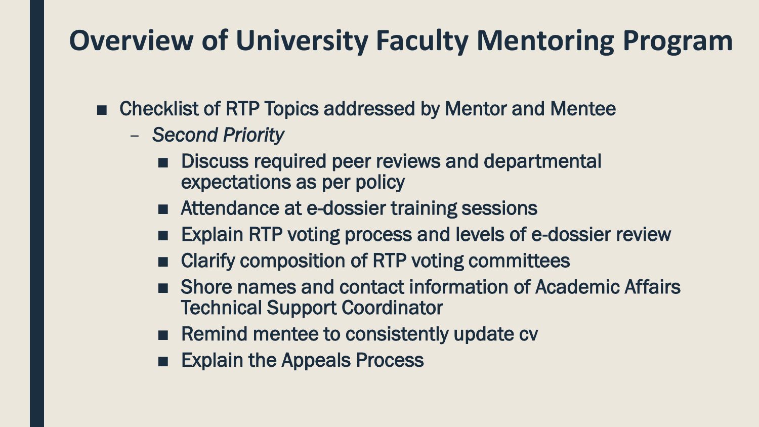# Overview of University Faculty Mentoring Program

- Checklist of RTP Topics addressed by Mentor and Mentee
  - *Second Priority*
    - Discuss required peer reviews and departmental expectations as per policy
    - Attendance at e-dossier training sessions
    - Explain RTP voting process and levels of e-dossier review
    - Clarify composition of RTP voting committees
    - Shore names and contact information of Academic Affairs Technical Support Coordinator
    - Remind mentee to consistently update cv
    - Explain the Appeals Process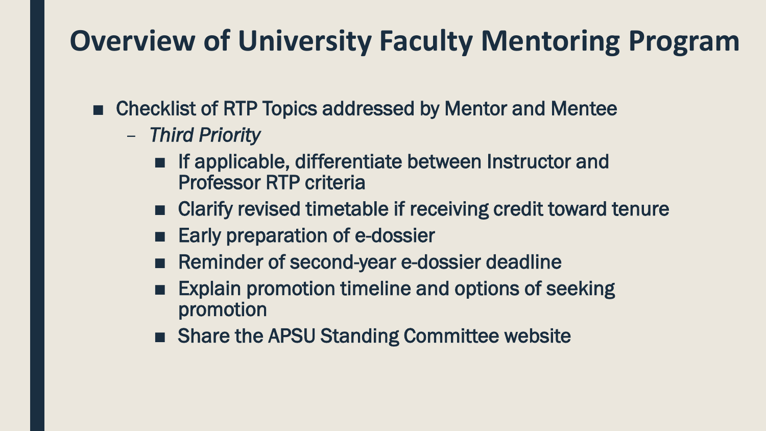# Overview of University Faculty Mentoring Program

- Checklist of RTP Topics addressed by Mentor and Mentee
  - *Third Priority*
    - If applicable, differentiate between Instructor and Professor RTP criteria
    - Clarify revised timetable if receiving credit toward tenure
    - Early preparation of e-dossier
    - Reminder of second-year e-dossier deadline
    - Explain promotion timeline and options of seeking promotion
    - Share the APSU Standing Committee website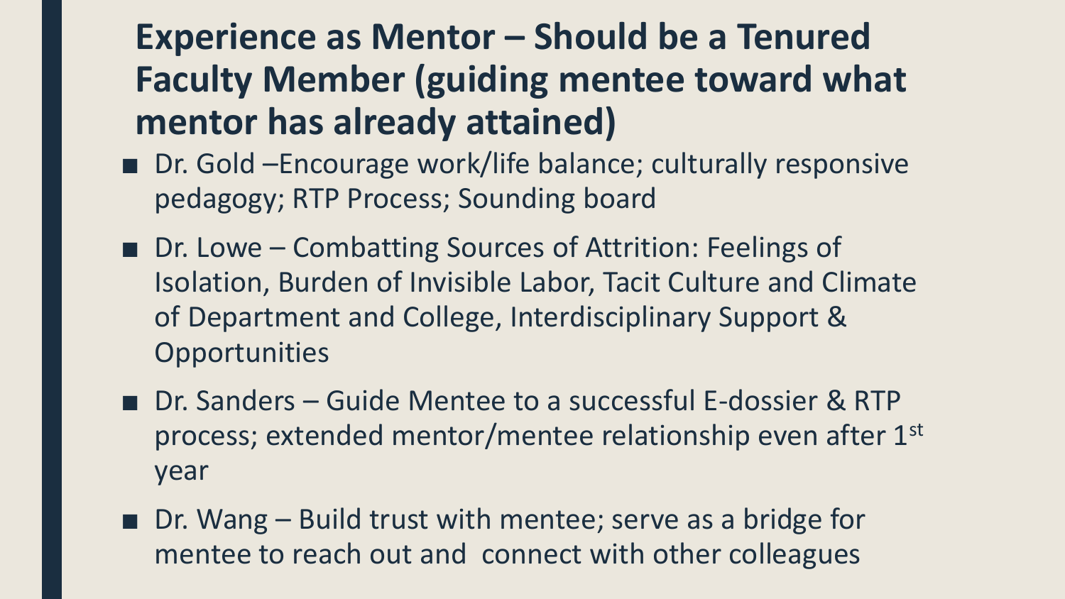# Experience as Mentor – Should be a Tenured Faculty Member (guiding mentee toward what mentor has already attained)

- Dr. Gold –Encourage work/life balance; culturally responsive pedagogy; RTP Process; Sounding board
- Dr. Lowe – Combatting Sources of Attrition: Feelings of Isolation, Burden of Invisible Labor, Tacit Culture and Climate of Department and College, Interdisciplinary Support & Opportunities
- Dr. Sanders – Guide Mentee to a successful E-dossier & RTP process; extended mentor/mentee relationship even after 1st year
- Dr. Wang – Build trust with mentee; serve as a bridge for mentee to reach out and connect with other colleagues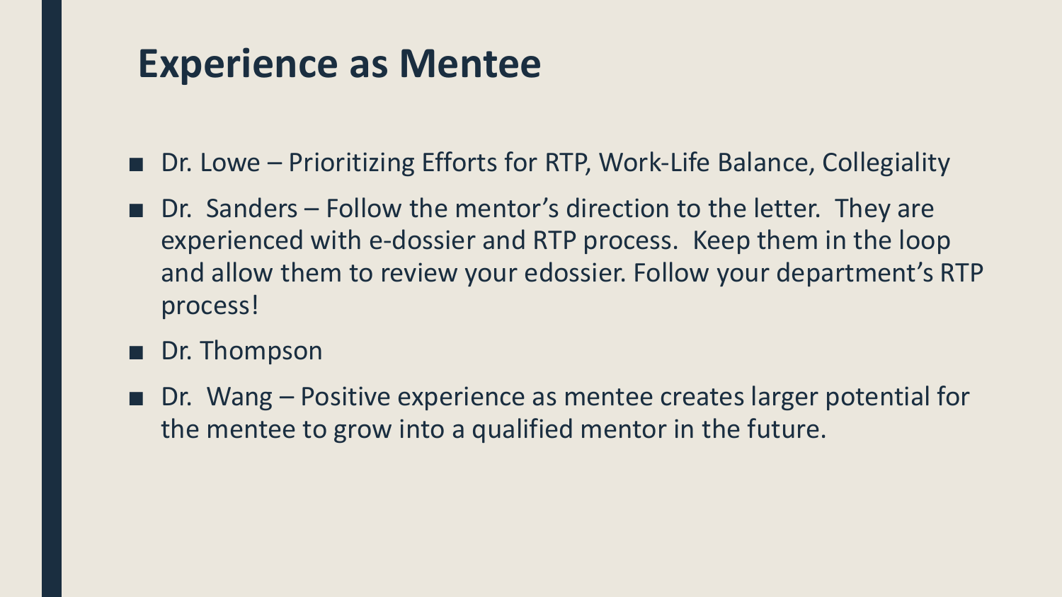# Experience as Mentee

- Dr. Lowe – Prioritizing Efforts for RTP, Work-Life Balance, Collegiality
- Dr. Sanders – Follow the mentor's direction to the letter. They are experienced with e-dossier and RTP process. Keep them in the loop and allow them to review your edossier. Follow your department's RTP process!
- Dr. Thompson
- Dr. Wang – Positive experience as mentee creates larger potential for the mentee to grow into a qualified mentor in the future.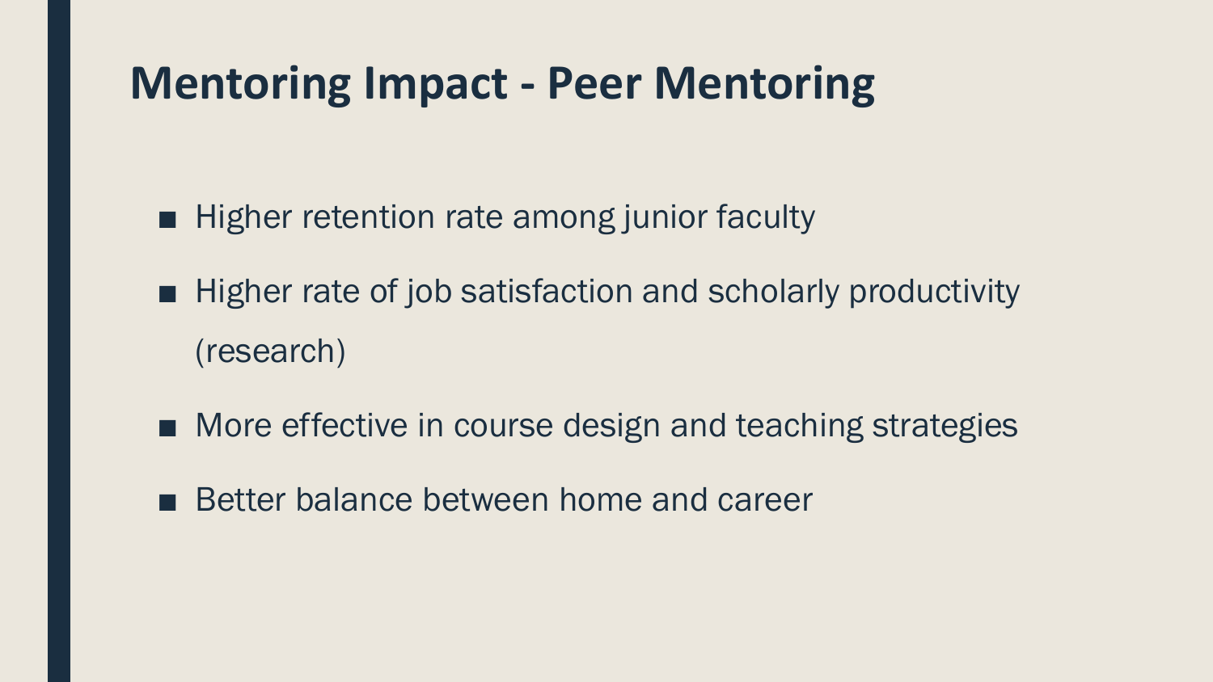# Mentoring Impact - Peer Mentoring

- Higher retention rate among junior faculty
- Higher rate of job satisfaction and scholarly productivity (research)
- More effective in course design and teaching strategies
- Better balance between home and career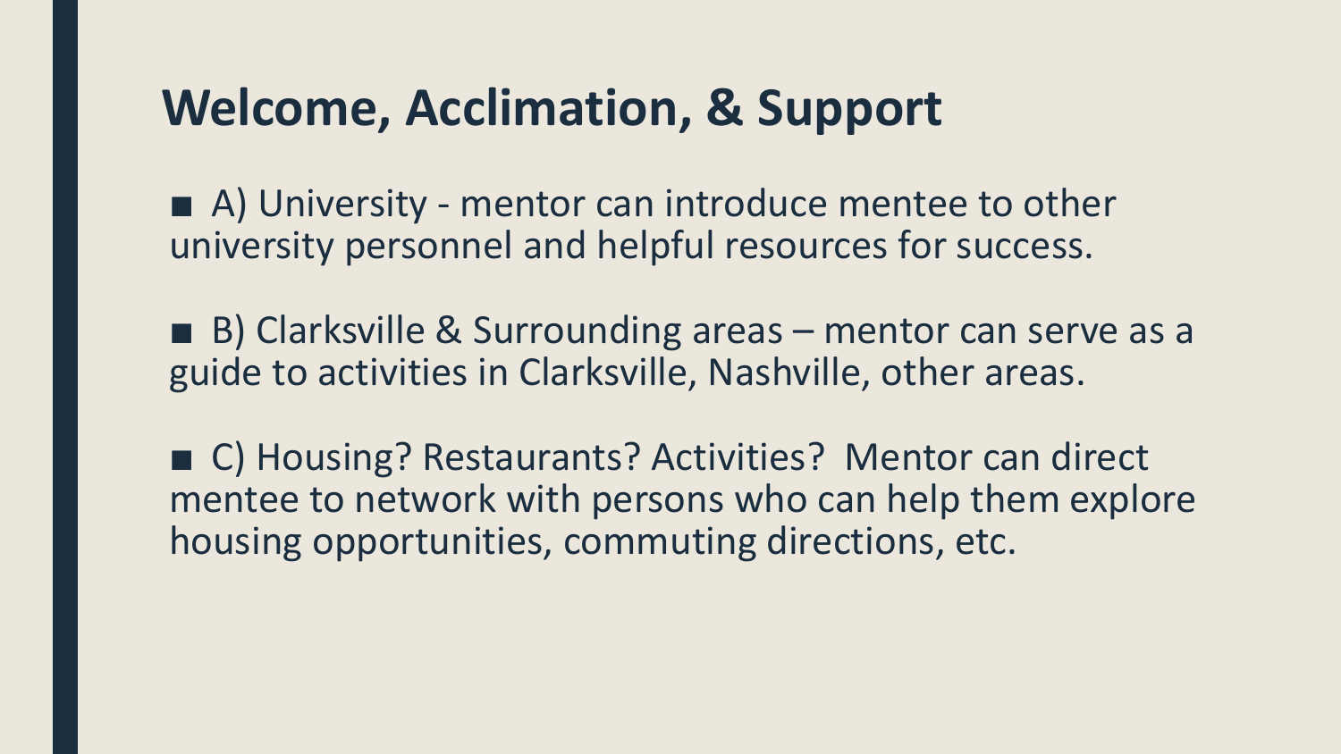# Welcome, Acclimation, & Support

- A) University - mentor can introduce mentee to other university personnel and helpful resources for success.

- B) Clarksville & Surrounding areas – mentor can serve as a guide to activities in Clarksville, Nashville, other areas.

- C) Housing? Restaurants? Activities?  Mentor can direct mentee to network with persons who can help them explore housing opportunities, commuting directions, etc.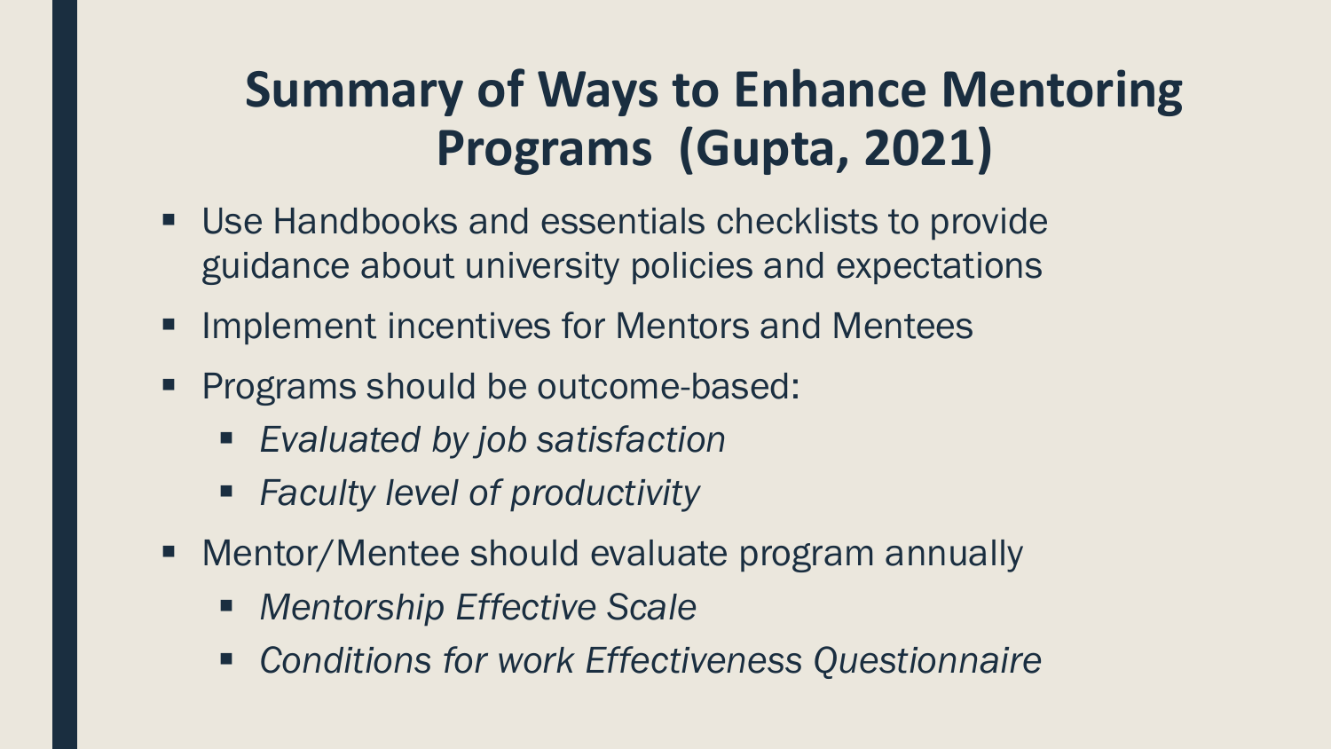# Summary of Ways to Enhance Mentoring Programs (Gupta, 2021)

- Use Handbooks and essentials checklists to provide guidance about university policies and expectations
- Implement incentives for Mentors and Mentees
- Programs should be outcome-based:
  - *Evaluated by job satisfaction*
  - *Faculty level of productivity*
- Mentor/Mentee should evaluate program annually
  - *Mentorship Effective Scale*
  - *Conditions for work Effectiveness Questionnaire*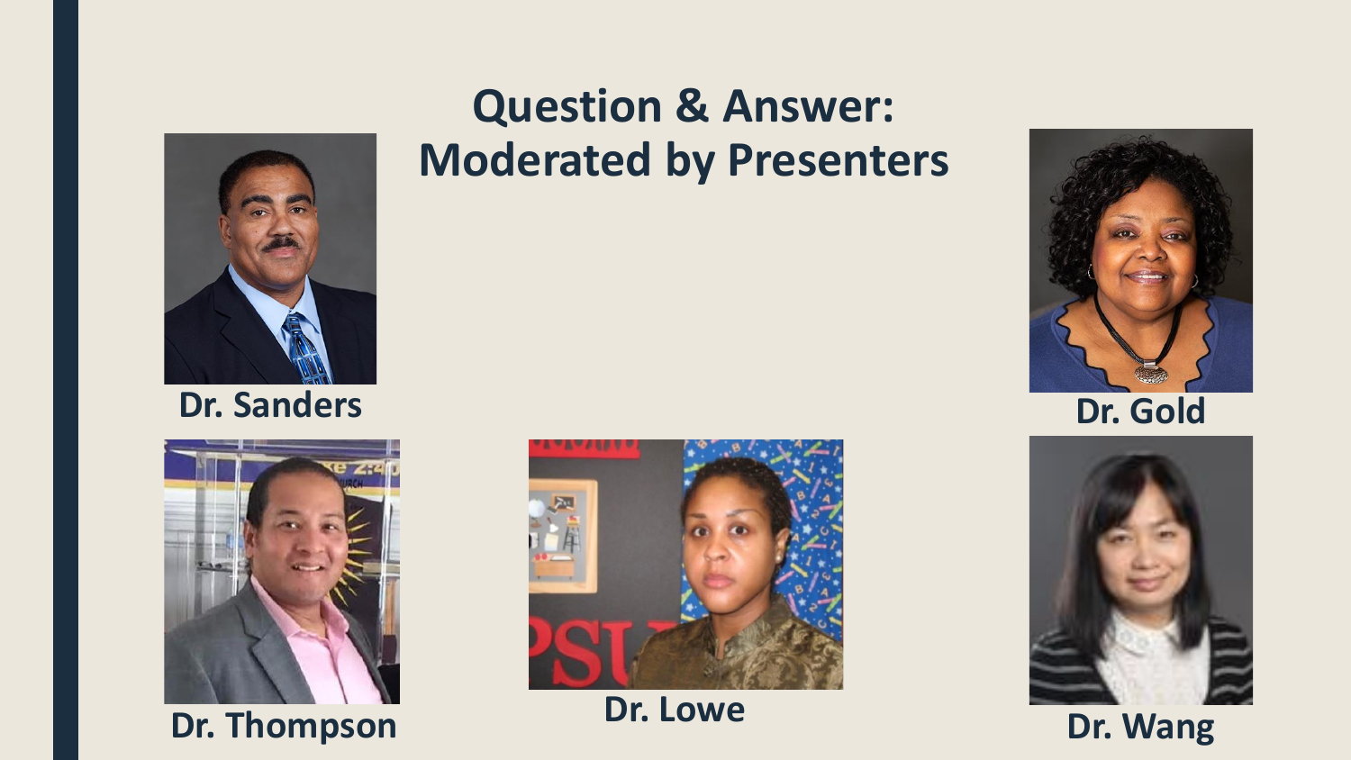# Question & Answer: Moderated by Presenters

Dr. Sanders

Dr. Gold

Dr. Thompson

Dr. Lowe

Dr. Wang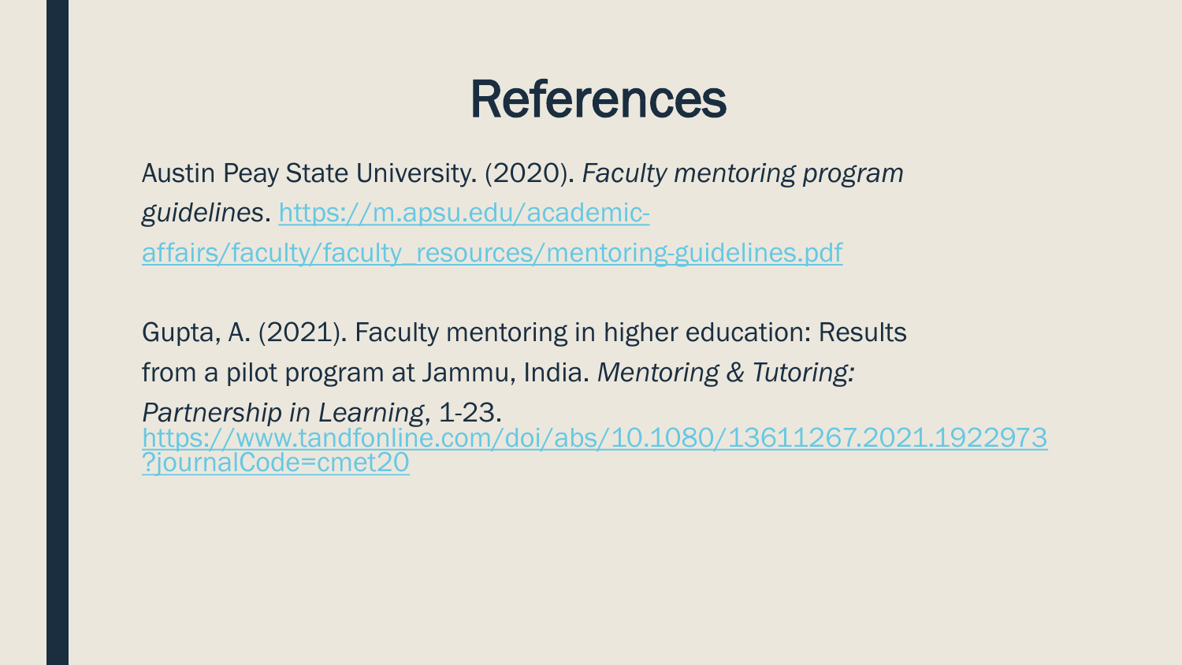# References

Austin Peay State University. (2020). *Faculty mentoring program guidelines*. https://m.apsu.edu/academic-affairs/faculty/faculty_resources/mentoring-guidelines.pdf

Gupta, A. (2021). Faculty mentoring in higher education: Results from a pilot program at Jammu, India. *Mentoring & Tutoring: Partnership in Learning*, 1-23. https://www.tandfonline.com/doi/abs/10.1080/13611267.2021.1922973?journalCode=cmet20